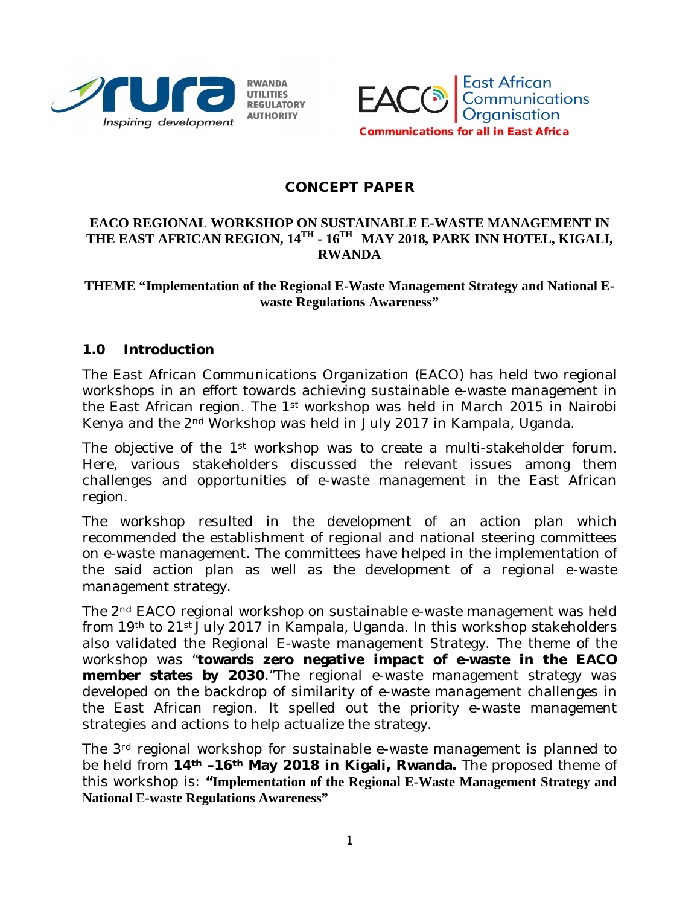RWANDA UTILITIES REGULATORY AUTHORITY

Inspiring development

East African Communications Organisation

Communications for all in East Africa

# CONCEPT PAPER

## EACO REGIONAL WORKSHOP ON SUSTAINABLE E-WASTE MANAGEMENT IN THE EAST AFRICAN REGION, 14[TH] - 16[TH] MAY 2018, PARK INN HOTEL, KIGALI, RWANDA

**THEME "Implementation of the Regional E-Waste Management Strategy and National E-waste Regulations Awareness"**

## 1.0 Introduction

The East African Communications Organization (EACO) has held two regional workshops in an effort towards achieving sustainable e-waste management in the East African region. The 1st workshop was held in March 2015 in Nairobi Kenya and the 2nd Workshop was held in July 2017 in Kampala, Uganda.

The objective of the 1st workshop was to create a multi-stakeholder forum. Here, various stakeholders discussed the relevant issues among them challenges and opportunities of e-waste management in the East African region.

The workshop resulted in the development of an action plan which recommended the establishment of regional and national steering committees on e-waste management. The committees have helped in the implementation of the said action plan as well as the development of a regional e-waste management strategy.

The 2nd EACO regional workshop on sustainable e-waste management was held from 19th to 21st July 2017 in Kampala, Uganda. In this workshop stakeholders also validated the Regional E-waste management Strategy. The theme of the workshop was "**towards zero negative impact of e-waste in the EACO member states by 2030**."The regional e-waste management strategy was developed on the backdrop of similarity of e-waste management challenges in the East African region. It spelled out the priority e-waste management strategies and actions to help actualize the strategy.

The 3rd regional workshop for sustainable e-waste management is planned to be held from **14th –16th May 2018 in Kigali, Rwanda.** The proposed theme of this workshop is: **"Implementation of the Regional E-Waste Management Strategy and National E-waste Regulations Awareness"**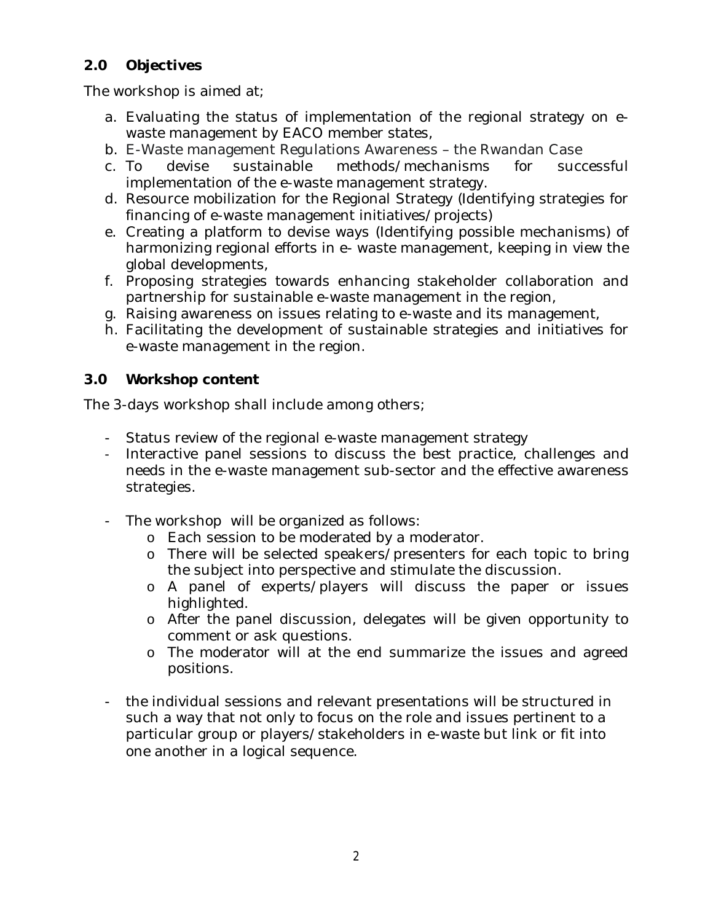## 2.0 Objectives

The workshop is aimed at;

a. Evaluating the status of implementation of the regional strategy on e-waste management by EACO member states,
b. E-Waste management Regulations Awareness – the Rwandan Case
c. To devise sustainable methods/mechanisms for successful implementation of the e-waste management strategy.
d. Resource mobilization for the Regional Strategy (Identifying strategies for financing of e-waste management initiatives/projects)
e. Creating a platform to devise ways (Identifying possible mechanisms) of harmonizing regional efforts in e- waste management, keeping in view the global developments,
f. Proposing strategies towards enhancing stakeholder collaboration and partnership for sustainable e-waste management in the region,
g. Raising awareness on issues relating to e-waste and its management,
h. Facilitating the development of sustainable strategies and initiatives for e-waste management in the region.

## 3.0 Workshop content

The 3-days workshop shall include among others;

- Status review of the regional e-waste management strategy
- Interactive panel sessions to discuss the best practice, challenges and needs in the e-waste management sub-sector and the effective awareness strategies.

- The workshop will be organized as follows:
  - Each session to be moderated by a moderator.
  - There will be selected speakers/presenters for each topic to bring the subject into perspective and stimulate the discussion.
  - A panel of experts/players will discuss the paper or issues highlighted.
  - After the panel discussion, delegates will be given opportunity to comment or ask questions.
  - The moderator will at the end summarize the issues and agreed positions.

- the individual sessions and relevant presentations will be structured in such a way that not only to focus on the role and issues pertinent to a particular group or players/stakeholders in e-waste but link or fit into one another in a logical sequence.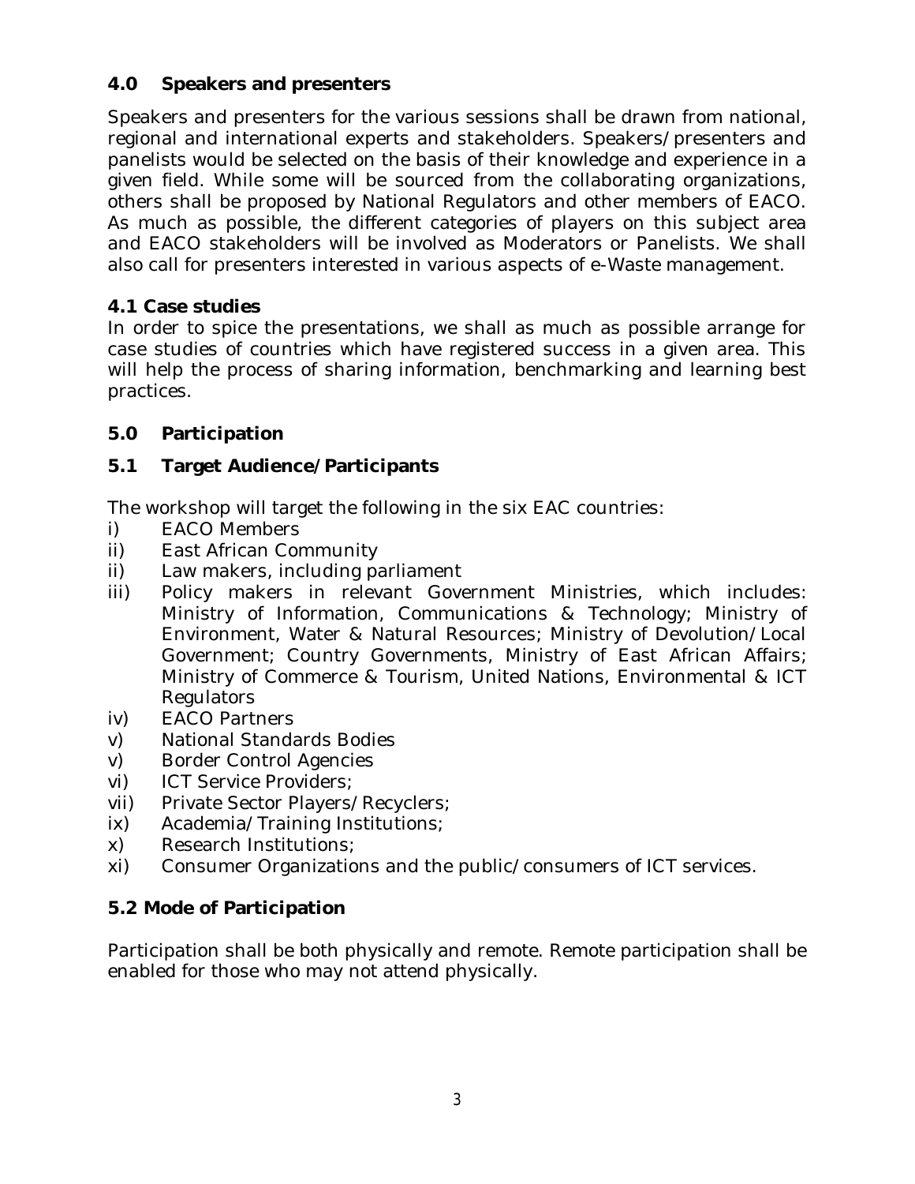## 4.0 Speakers and presenters

Speakers and presenters for the various sessions shall be drawn from national, regional and international experts and stakeholders. Speakers/presenters and panelists would be selected on the basis of their knowledge and experience in a given field. While some will be sourced from the collaborating organizations, others shall be proposed by National Regulators and other members of EACO. As much as possible, the different categories of players on this subject area and EACO stakeholders will be involved as Moderators or Panelists. We shall also call for presenters interested in various aspects of e-Waste management.

### 4.1 Case studies

In order to spice the presentations, we shall as much as possible arrange for case studies of countries which have registered success in a given area. This will help the process of sharing information, benchmarking and learning best practices.

## 5.0 Participation

### 5.1 Target Audience/Participants

The workshop will target the following in the six EAC countries:

- i) EACO Members
- ii) East African Community
- ii) Law makers, including parliament
- iii) Policy makers in relevant Government Ministries, which includes: Ministry of Information, Communications & Technology; Ministry of Environment, Water & Natural Resources; Ministry of Devolution/Local Government; Country Governments, Ministry of East African Affairs; Ministry of Commerce & Tourism, United Nations, Environmental & ICT Regulators
- iv) EACO Partners
- v) National Standards Bodies
- v) Border Control Agencies
- vi) ICT Service Providers;
- vii) Private Sector Players/Recyclers;
- ix) Academia/Training Institutions;
- x) Research Institutions;
- xi) Consumer Organizations and the public/consumers of ICT services.

### 5.2 Mode of Participation

Participation shall be both physically and remote. Remote participation shall be enabled for those who may not attend physically.